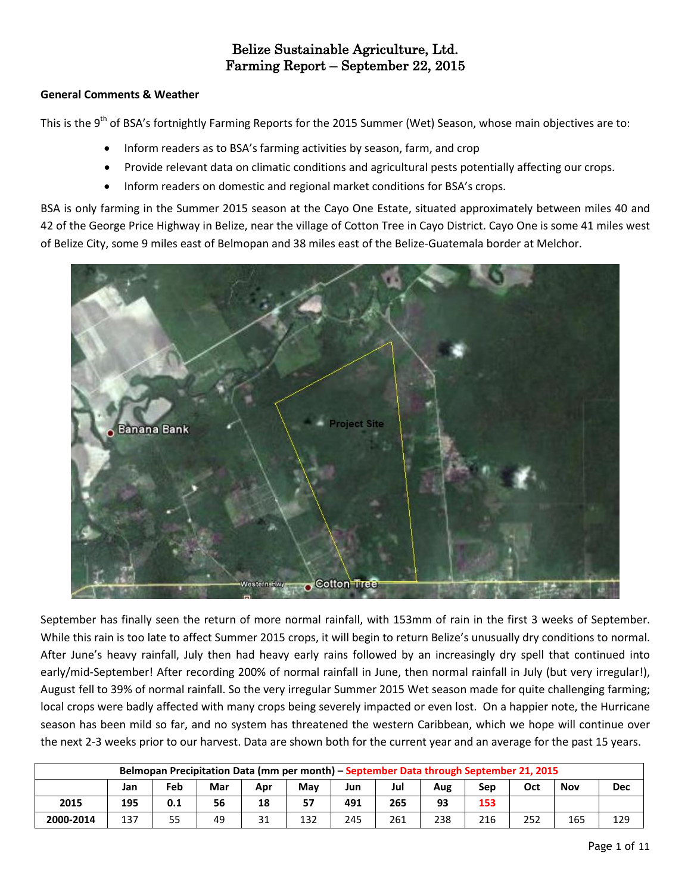# Belize Sustainable Agriculture, Ltd.
# Farming Report – September 22, 2015

**General Comments & Weather**

This is the 9th of BSA's fortnightly Farming Reports for the 2015 Summer (Wet) Season, whose main objectives are to:

- Inform readers as to BSA's farming activities by season, farm, and crop
- Provide relevant data on climatic conditions and agricultural pests potentially affecting our crops.
- Inform readers on domestic and regional market conditions for BSA's crops.

BSA is only farming in the Summer 2015 season at the Cayo One Estate, situated approximately between miles 40 and 42 of the George Price Highway in Belize, near the village of Cotton Tree in Cayo District. Cayo One is some 41 miles west of Belize City, some 9 miles east of Belmopan and 38 miles east of the Belize-Guatemala border at Melchor.

September has finally seen the return of more normal rainfall, with 153mm of rain in the first 3 weeks of September. While this rain is too late to affect Summer 2015 crops, it will begin to return Belize's unusually dry conditions to normal. After June's heavy rainfall, July then had heavy early rains followed by an increasingly dry spell that continued into early/mid-September! After recording 200% of normal rainfall in June, then normal rainfall in July (but very irregular!), August fell to 39% of normal rainfall. So the very irregular Summer 2015 Wet season made for quite challenging farming; local crops were badly affected with many crops being severely impacted or even lost. On a happier note, the Hurricane season has been mild so far, and no system has threatened the western Caribbean, which we hope will continue over the next 2-3 weeks prior to our harvest. Data are shown both for the current year and an average for the past 15 years.

| Belmopan Precipitation Data (mm per month) – September Data through September 21, 2015 | | | | | | | | | | | | |
|---|---|---|---|---|---|---|---|---|---|---|---|---|
| | Jan | Feb | Mar | Apr | May | Jun | Jul | Aug | Sep | Oct | Nov | Dec |
| **2015** | **195** | **0.1** | **56** | **18** | **57** | **491** | **265** | **93** | **153** | | | |
| **2000-2014** | 137 | 55 | 49 | 31 | 132 | 245 | 261 | 238 | 216 | 252 | 165 | 129 |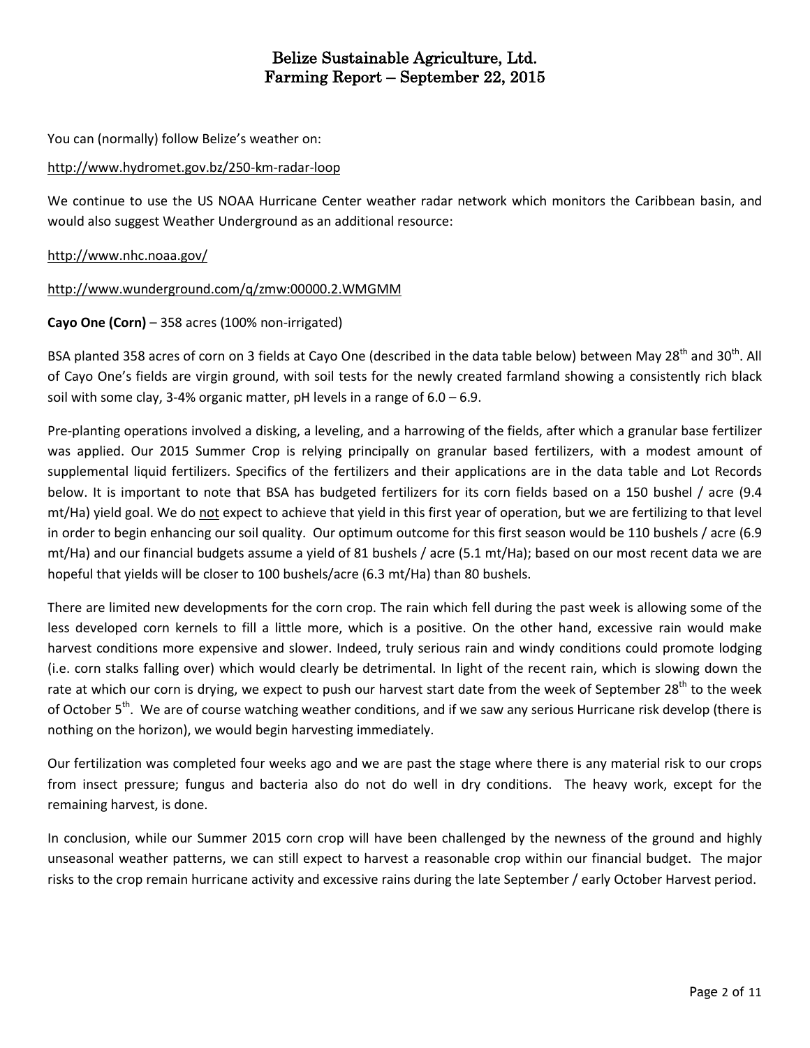# Belize Sustainable Agriculture, Ltd.
# Farming Report – September 22, 2015

You can (normally) follow Belize's weather on:

http://www.hydromet.gov.bz/250-km-radar-loop

We continue to use the US NOAA Hurricane Center weather radar network which monitors the Caribbean basin, and would also suggest Weather Underground as an additional resource:

http://www.nhc.noaa.gov/

http://www.wunderground.com/q/zmw:00000.2.WMGMM

**Cayo One (Corn)** – 358 acres (100% non-irrigated)

BSA planted 358 acres of corn on 3 fields at Cayo One (described in the data table below) between May 28th and 30th. All of Cayo One's fields are virgin ground, with soil tests for the newly created farmland showing a consistently rich black soil with some clay, 3-4% organic matter, pH levels in a range of 6.0 – 6.9.

Pre-planting operations involved a disking, a leveling, and a harrowing of the fields, after which a granular base fertilizer was applied. Our 2015 Summer Crop is relying principally on granular based fertilizers, with a modest amount of supplemental liquid fertilizers. Specifics of the fertilizers and their applications are in the data table and Lot Records below. It is important to note that BSA has budgeted fertilizers for its corn fields based on a 150 bushel / acre (9.4 mt/Ha) yield goal. We do not expect to achieve that yield in this first year of operation, but we are fertilizing to that level in order to begin enhancing our soil quality. Our optimum outcome for this first season would be 110 bushels / acre (6.9 mt/Ha) and our financial budgets assume a yield of 81 bushels / acre (5.1 mt/Ha); based on our most recent data we are hopeful that yields will be closer to 100 bushels/acre (6.3 mt/Ha) than 80 bushels.

There are limited new developments for the corn crop. The rain which fell during the past week is allowing some of the less developed corn kernels to fill a little more, which is a positive. On the other hand, excessive rain would make harvest conditions more expensive and slower. Indeed, truly serious rain and windy conditions could promote lodging (i.e. corn stalks falling over) which would clearly be detrimental. In light of the recent rain, which is slowing down the rate at which our corn is drying, we expect to push our harvest start date from the week of September 28th to the week of October 5th. We are of course watching weather conditions, and if we saw any serious Hurricane risk develop (there is nothing on the horizon), we would begin harvesting immediately.

Our fertilization was completed four weeks ago and we are past the stage where there is any material risk to our crops from insect pressure; fungus and bacteria also do not do well in dry conditions. The heavy work, except for the remaining harvest, is done.

In conclusion, while our Summer 2015 corn crop will have been challenged by the newness of the ground and highly unseasonal weather patterns, we can still expect to harvest a reasonable crop within our financial budget. The major risks to the crop remain hurricane activity and excessive rains during the late September / early October Harvest period.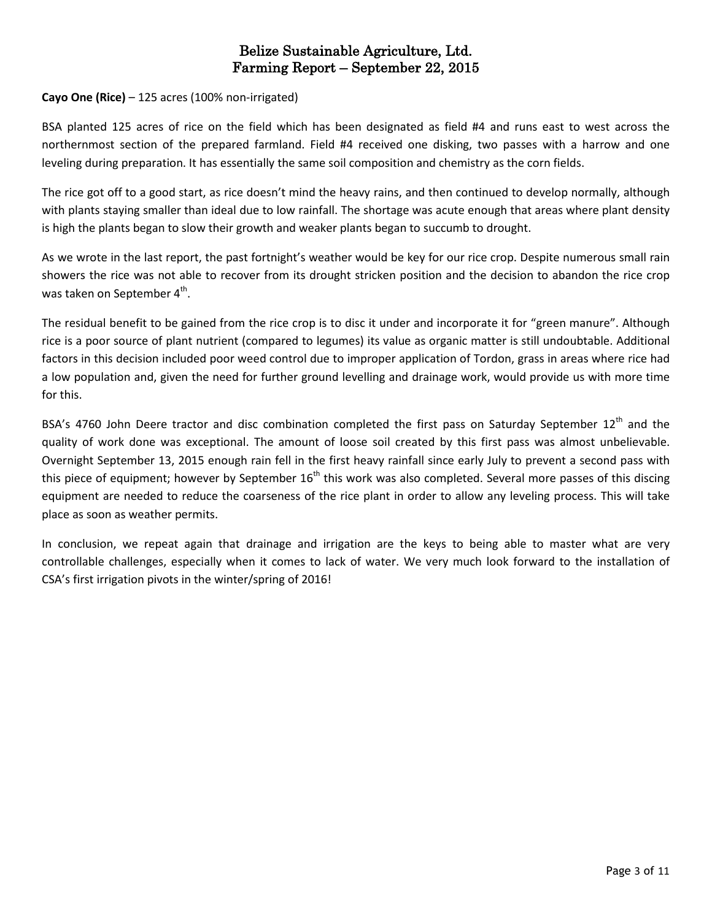# Belize Sustainable Agriculture, Ltd.
# Farming Report – September 22, 2015

**Cayo One (Rice)** – 125 acres (100% non-irrigated)

BSA planted 125 acres of rice on the field which has been designated as field #4 and runs east to west across the northernmost section of the prepared farmland. Field #4 received one disking, two passes with a harrow and one leveling during preparation. It has essentially the same soil composition and chemistry as the corn fields.

The rice got off to a good start, as rice doesn't mind the heavy rains, and then continued to develop normally, although with plants staying smaller than ideal due to low rainfall. The shortage was acute enough that areas where plant density is high the plants began to slow their growth and weaker plants began to succumb to drought.

As we wrote in the last report, the past fortnight's weather would be key for our rice crop. Despite numerous small rain showers the rice was not able to recover from its drought stricken position and the decision to abandon the rice crop was taken on September 4th.

The residual benefit to be gained from the rice crop is to disc it under and incorporate it for "green manure". Although rice is a poor source of plant nutrient (compared to legumes) its value as organic matter is still undoubtable. Additional factors in this decision included poor weed control due to improper application of Tordon, grass in areas where rice had a low population and, given the need for further ground levelling and drainage work, would provide us with more time for this.

BSA's 4760 John Deere tractor and disc combination completed the first pass on Saturday September 12th and the quality of work done was exceptional. The amount of loose soil created by this first pass was almost unbelievable. Overnight September 13, 2015 enough rain fell in the first heavy rainfall since early July to prevent a second pass with this piece of equipment; however by September 16th this work was also completed. Several more passes of this discing equipment are needed to reduce the coarseness of the rice plant in order to allow any leveling process. This will take place as soon as weather permits.

In conclusion, we repeat again that drainage and irrigation are the keys to being able to master what are very controllable challenges, especially when it comes to lack of water. We very much look forward to the installation of CSA's first irrigation pivots in the winter/spring of 2016!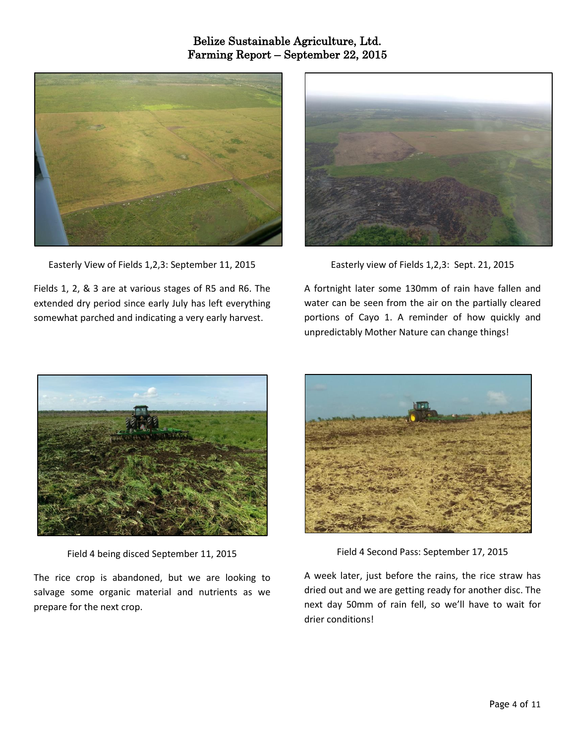Easterly View of Fields 1,2,3: September 11, 2015

Fields 1, 2, & 3 are at various stages of R5 and R6. The extended dry period since early July has left everything somewhat parched and indicating a very early harvest.

Easterly view of Fields 1,2,3: Sept. 21, 2015

A fortnight later some 130mm of rain have fallen and water can be seen from the air on the partially cleared portions of Cayo 1. A reminder of how quickly and unpredictably Mother Nature can change things!

Field 4 being disced September 11, 2015

The rice crop is abandoned, but we are looking to salvage some organic material and nutrients as we prepare for the next crop.

Field 4 Second Pass: September 17, 2015

A week later, just before the rains, the rice straw has dried out and we are getting ready for another disc. The next day 50mm of rain fell, so we'll have to wait for drier conditions!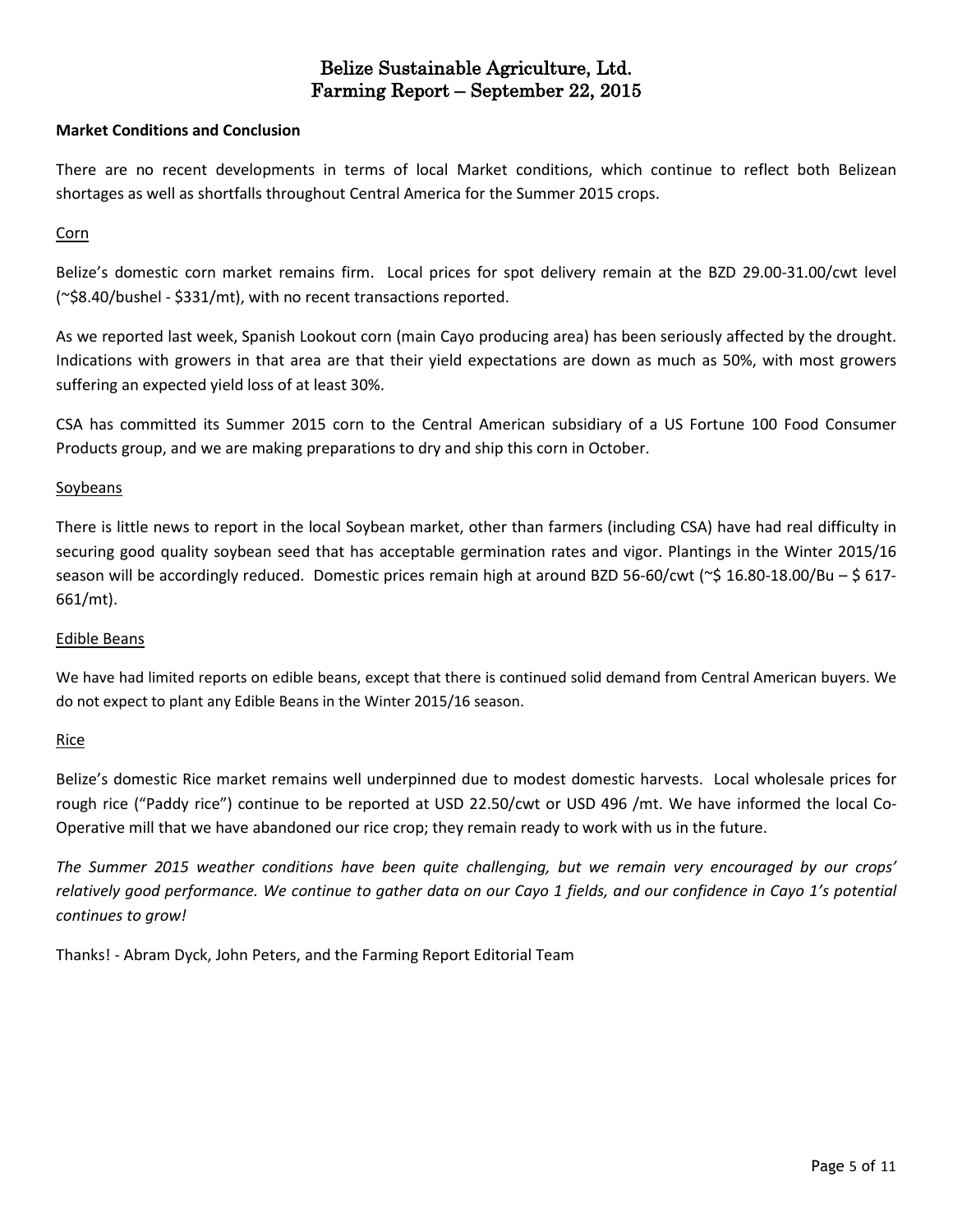# Belize Sustainable Agriculture, Ltd.
# Farming Report – September 22, 2015

**Market Conditions and Conclusion**

There are no recent developments in terms of local Market conditions, which continue to reflect both Belizean shortages as well as shortfalls throughout Central America for the Summer 2015 crops.

Corn

Belize's domestic corn market remains firm. Local prices for spot delivery remain at the BZD 29.00-31.00/cwt level (~$8.40/bushel - $331/mt), with no recent transactions reported.

As we reported last week, Spanish Lookout corn (main Cayo producing area) has been seriously affected by the drought. Indications with growers in that area are that their yield expectations are down as much as 50%, with most growers suffering an expected yield loss of at least 30%.

CSA has committed its Summer 2015 corn to the Central American subsidiary of a US Fortune 100 Food Consumer Products group, and we are making preparations to dry and ship this corn in October.

Soybeans

There is little news to report in the local Soybean market, other than farmers (including CSA) have had real difficulty in securing good quality soybean seed that has acceptable germination rates and vigor. Plantings in the Winter 2015/16 season will be accordingly reduced. Domestic prices remain high at around BZD 56-60/cwt (~$ 16.80-18.00/Bu – $ 617-661/mt).

Edible Beans

We have had limited reports on edible beans, except that there is continued solid demand from Central American buyers. We do not expect to plant any Edible Beans in the Winter 2015/16 season.

Rice

Belize's domestic Rice market remains well underpinned due to modest domestic harvests. Local wholesale prices for rough rice ("Paddy rice") continue to be reported at USD 22.50/cwt or USD 496 /mt. We have informed the local Co-Operative mill that we have abandoned our rice crop; they remain ready to work with us in the future.

*The Summer 2015 weather conditions have been quite challenging, but we remain very encouraged by our crops' relatively good performance. We continue to gather data on our Cayo 1 fields, and our confidence in Cayo 1's potential continues to grow!*

Thanks! - Abram Dyck, John Peters, and the Farming Report Editorial Team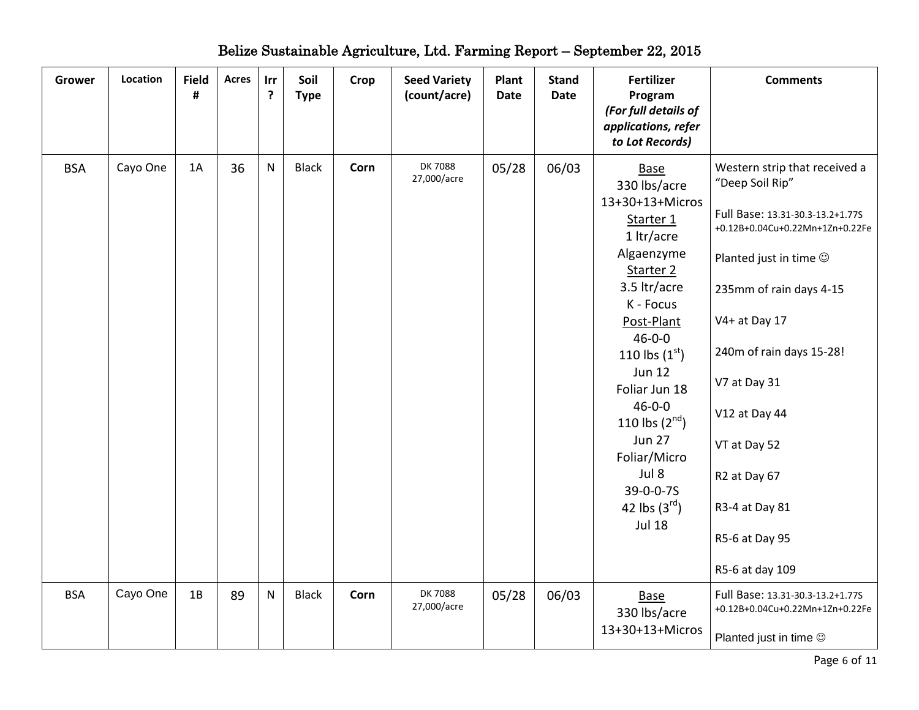# Belize Sustainable Agriculture, Ltd. Farming Report – September 22, 2015

| Grower | Location | Field # | Acres | Irr ? | Soil Type | Crop | Seed Variety (count/acre) | Plant Date | Stand Date | Fertilizer Program *(For full details of applications, refer to Lot Records)* | Comments |
|---|---|---|---|---|---|---|---|---|---|---|---|
| BSA | Cayo One | 1A | 36 | N | Black | **Corn** | DK 7088<br>27,000/acre | 05/28 | 06/03 | <u>Base</u><br>330 lbs/acre<br>13+30+13+Micros<br><u>Starter 1</u><br>1 ltr/acre<br>Algaenzyme<br><u>Starter 2</u><br>3.5 ltr/acre<br>K - Focus<br><u>Post-Plant</u><br>46-0-0<br>110 lbs (1st)<br>Jun 12<br>Foliar Jun 18<br>46-0-0<br>110 lbs (2nd)<br>Jun 27<br>Foliar/Micro<br>Jul 8<br>39-0-0-7S<br>42 lbs (3rd)<br>Jul 18 | Western strip that received a "Deep Soil Rip"<br><br>Full Base: 13.31-30.3-13.2+1.77S +0.12B+0.04Cu+0.22Mn+1Zn+0.22Fe<br><br>Planted just in time ☺<br><br>235mm of rain days 4-15<br><br>V4+ at Day 17<br><br>240m of rain days 15-28!<br><br>V7 at Day 31<br><br>V12 at Day 44<br><br>VT at Day 52<br><br>R2 at Day 67<br><br>R3-4 at Day 81<br><br>R5-6 at Day 95<br><br>R5-6 at day 109 |
| BSA | Cayo One | 1B | 89 | N | Black | **Corn** | DK 7088<br>27,000/acre | 05/28 | 06/03 | <u>Base</u><br>330 lbs/acre<br>13+30+13+Micros | Full Base: 13.31-30.3-13.2+1.77S +0.12B+0.04Cu+0.22Mn+1Zn+0.22Fe<br><br>Planted just in time ☺ |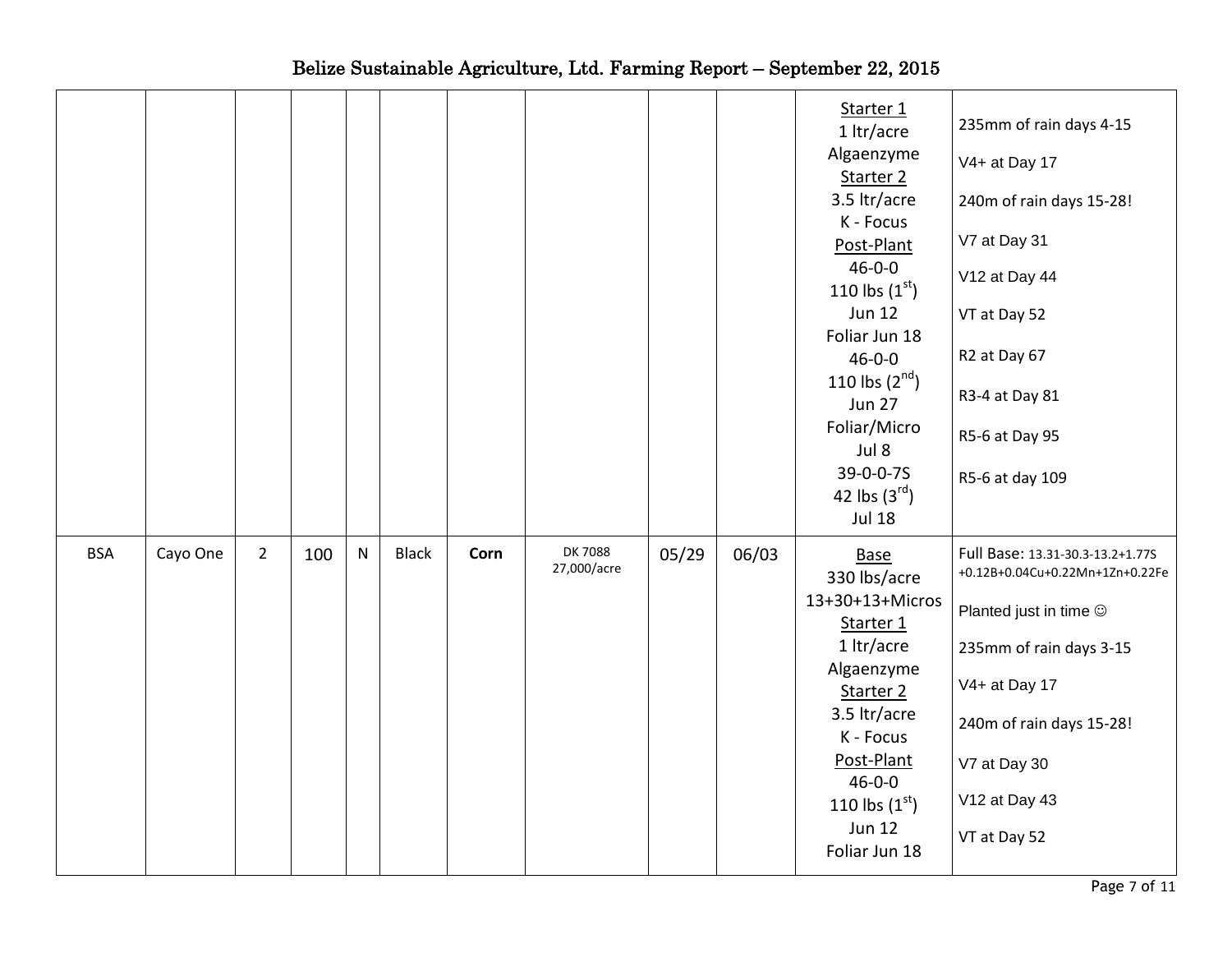# Belize Sustainable Agriculture, Ltd. Farming Report – September 22, 2015

| | | | | | | | | | | | |
|---|---|---|---|---|---|---|---|---|---|---|---|
| | | | | | | | | | | Starter 1<br>1 ltr/acre<br>Algaenzyme<br>Starter 2<br>3.5 ltr/acre<br>K - Focus<br>Post-Plant<br>46-0-0<br>110 lbs (1st)<br>Jun 12<br>Foliar Jun 18<br>46-0-0<br>110 lbs (2nd)<br>Jun 27<br>Foliar/Micro<br>Jul 8<br>39-0-0-7S<br>42 lbs (3rd)<br>Jul 18 | 235mm of rain days 4-15<br>V4+ at Day 17<br>240m of rain days 15-28!<br>V7 at Day 31<br>V12 at Day 44<br>VT at Day 52<br>R2 at Day 67<br>R3-4 at Day 81<br>R5-6 at Day 95<br>R5-6 at day 109 |
| BSA | Cayo One | 2 | 100 | N | Black | **Corn** | DK 7088<br>27,000/acre | 05/29 | 06/03 | Base<br>330 lbs/acre<br>13+30+13+Micros<br>Starter 1<br>1 ltr/acre<br>Algaenzyme<br>Starter 2<br>3.5 ltr/acre<br>K - Focus<br>Post-Plant<br>46-0-0<br>110 lbs (1st)<br>Jun 12<br>Foliar Jun 18 | Full Base: 13.31-30.3-13.2+1.77S +0.12B+0.04Cu+0.22Mn+1Zn+0.22Fe<br>Planted just in time ☺<br>235mm of rain days 3-15<br>V4+ at Day 17<br>240m of rain days 15-28!<br>V7 at Day 30<br>V12 at Day 43<br>VT at Day 52 |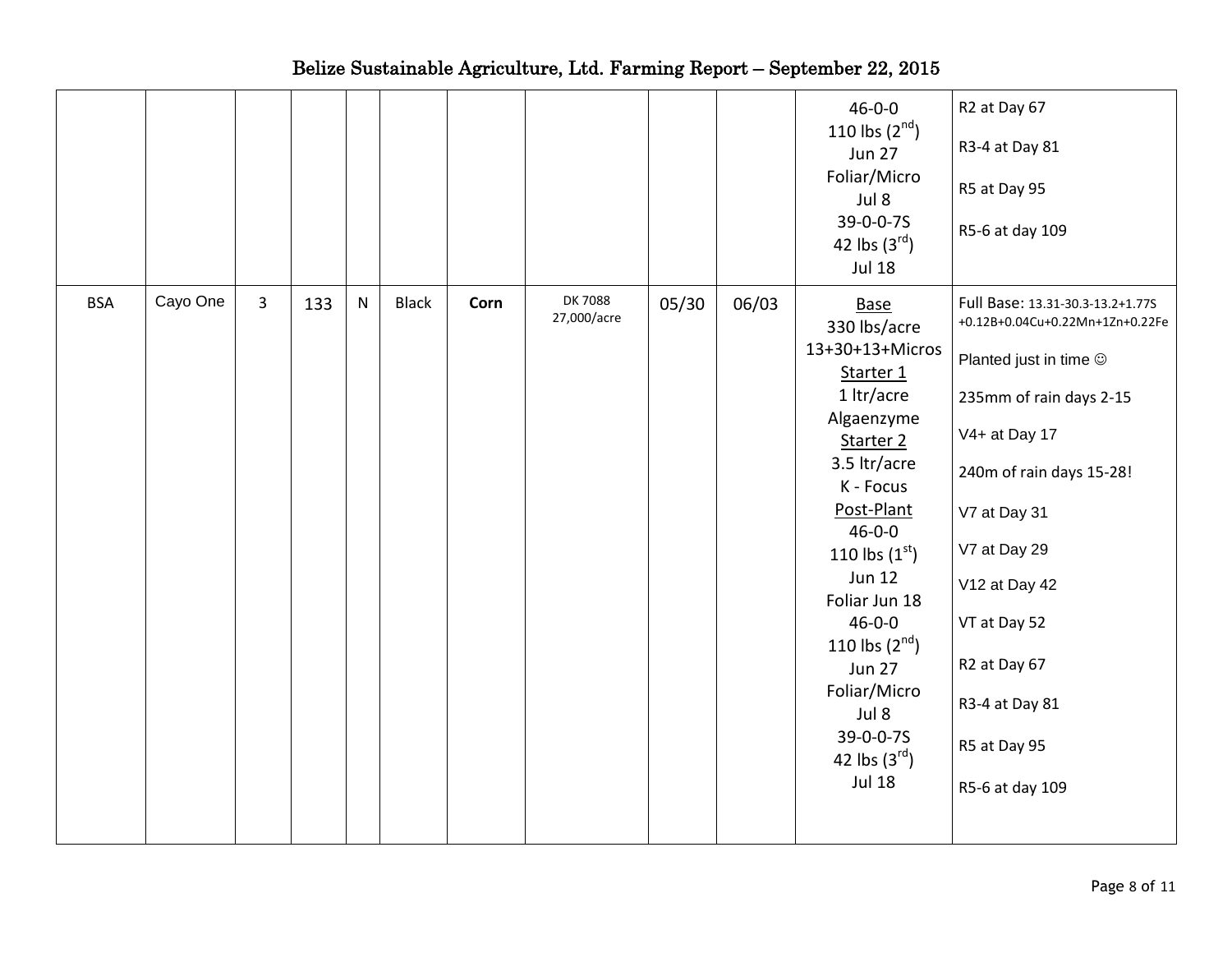# Belize Sustainable Agriculture, Ltd. Farming Report – September 22, 2015

| | | | | | | | | | | | |
|---|---|---|---|---|---|---|---|---|---|---|---|
| | | | | | | | | | | 46-0-0<br>110 lbs (2nd)<br>Jun 27<br>Foliar/Micro<br>Jul 8<br>39-0-0-7S<br>42 lbs (3rd)<br>Jul 18 | R2 at Day 67<br>R3-4 at Day 81<br>R5 at Day 95<br>R5-6 at day 109 |
| BSA | Cayo One | 3 | 133 | N | Black | **Corn** | DK 7088<br>27,000/acre | 05/30 | 06/03 | <u>Base</u><br>330 lbs/acre<br>13+30+13+Micros<br><u>Starter 1</u><br>1 ltr/acre<br>Algaenzyme<br><u>Starter 2</u><br>3.5 ltr/acre<br>K - Focus<br><u>Post-Plant</u><br>46-0-0<br>110 lbs (1st)<br>Jun 12<br>Foliar Jun 18<br>46-0-0<br>110 lbs (2nd)<br>Jun 27<br>Foliar/Micro<br>Jul 8<br>39-0-0-7S<br>42 lbs (3rd)<br>Jul 18 | Full Base: 13.31-30.3-13.2+1.77S +0.12B+0.04Cu+0.22Mn+1Zn+0.22Fe<br>Planted just in time ☺<br>235mm of rain days 2-15<br>V4+ at Day 17<br>240m of rain days 15-28!<br>V7 at Day 31<br>V7 at Day 29<br>V12 at Day 42<br>VT at Day 52<br>R2 at Day 67<br>R3-4 at Day 81<br>R5 at Day 95<br>R5-6 at day 109 |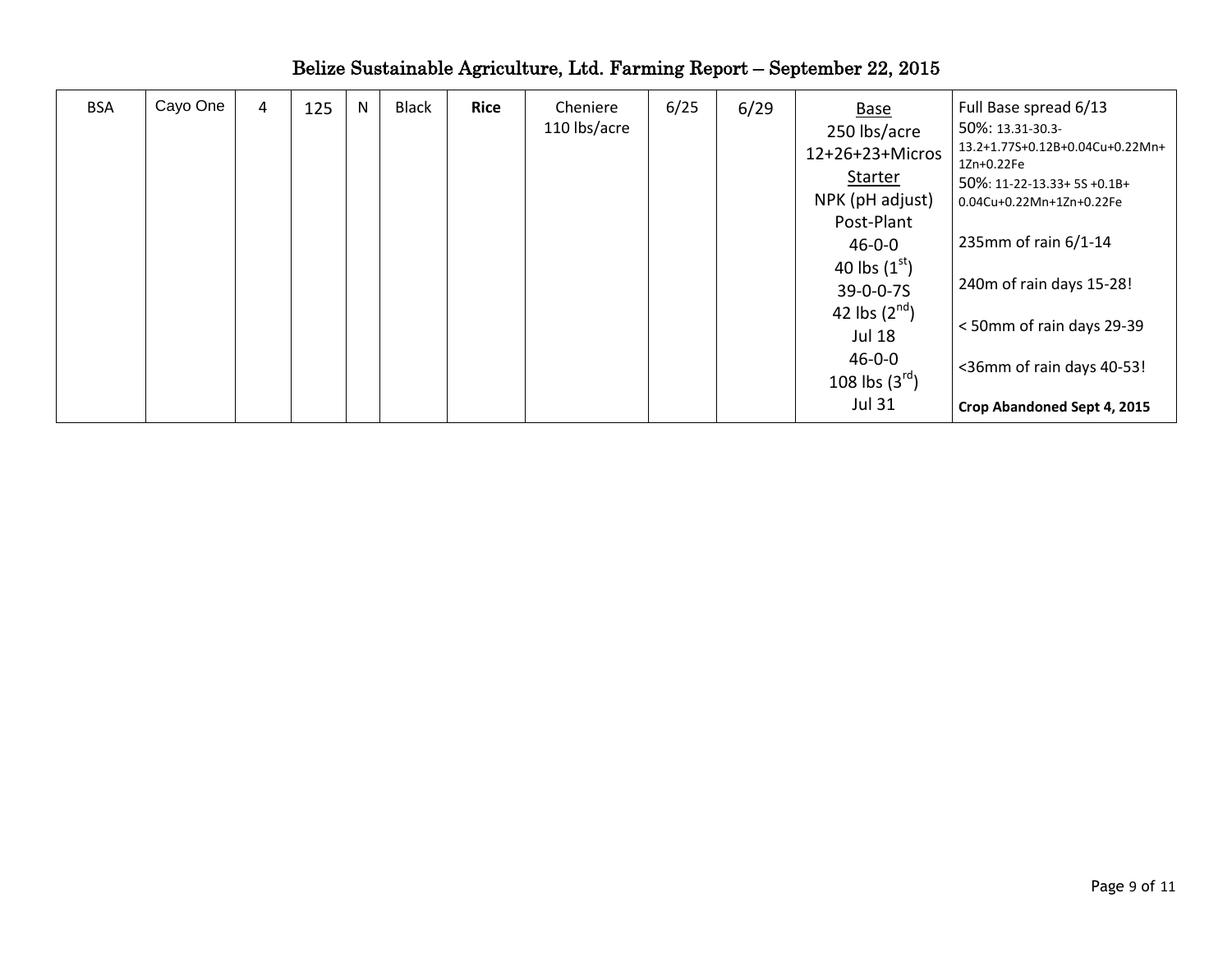# Belize Sustainable Agriculture, Ltd. Farming Report – September 22, 2015

| | | | | | | | | | | | |
|---|---|---|---|---|---|---|---|---|---|---|---|
| BSA | Cayo One | 4 | 125 | N | Black | **Rice** | Cheniere 110 lbs/acre | 6/25 | 6/29 | Base<br>250 lbs/acre<br>12+26+23+Micros<br>Starter<br>NPK (pH adjust)<br>Post-Plant<br>46-0-0<br>40 lbs (1st)<br>39-0-0-7S<br>42 lbs (2nd)<br>Jul 18<br>46-0-0<br>108 lbs (3rd)<br>Jul 31 | Full Base spread 6/13<br>50%: 13.31-30.3-13.2+1.77S+0.12B+0.04Cu+0.22Mn+1Zn+0.22Fe<br>50%: 11-22-13.33+ 5S +0.1B+ 0.04Cu+0.22Mn+1Zn+0.22Fe<br><br>235mm of rain 6/1-14<br><br>240m of rain days 15-28!<br><br>< 50mm of rain days 29-39<br><br><36mm of rain days 40-53!<br><br>**Crop Abandoned Sept 4, 2015** |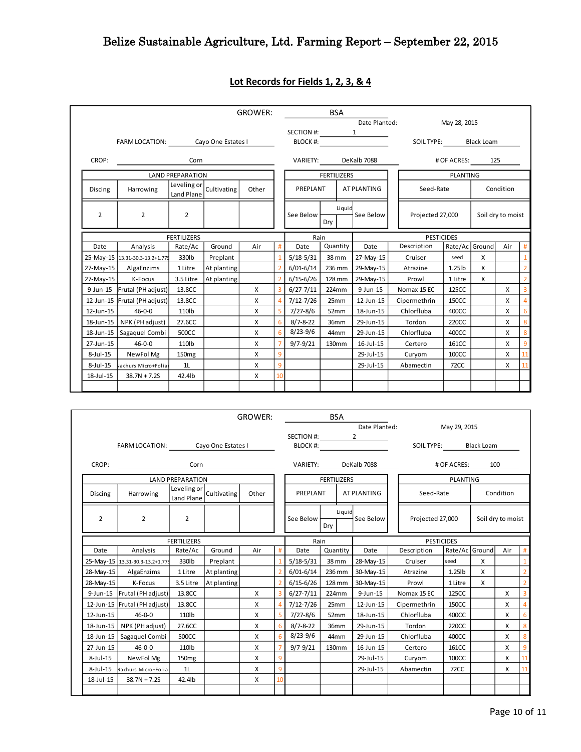# Belize Sustainable Agriculture, Ltd. Farming Report – September 22, 2015

## Lot Records for Fields 1, 2, 3, & 4

GROWER: BSA

Date Planted: May 28, 2015

SECTION #: 1

BLOCK #:

FARM LOCATION: Cayo One Estates I

SOIL TYPE: Black Loam

CROP: Corn

VARIETY: DeKalb 7088

# OF ACRES: 125

| LAND PREPARATION | | | | | FERTILIZERS | | PLANTING | |
|---|---|---|---|---|---|---|---|---|
| Discing | Harrowing | Leveling or Land Plane | Cultivating | Other | PREPLANT | AT PLANTING | Seed-Rate | Condition |
| 2 | 2 | 2 | | | See Below | Liquid / Dry See Below | Projected 27,000 | Soil dry to moist |

| FERTILIZERS | | | | | | Rain | | PESTICIDES | | | | | |
|---|---|---|---|---|---|---|---|---|---|---|---|---|---|
| Date | Analysis | Rate/Ac | Ground | Air | # | Date | Quantity | Date | Description | Rate/Ac | Ground | Air | # |
| 25-May-15 | 13.31-30.3-13.2+1.775 | 330lb | Preplant | | 1 | 5/18-5/31 | 38 mm | 27-May-15 | Cruiser | seed | X | | 1 |
| 27-May-15 | AlgaEnzims | 1 Litre | At planting | | 2 | 6/01-6/14 | 236 mm | 29-May-15 | Atrazine | 1.25lb | X | | 2 |
| 27-May-15 | K-Focus | 3.5 Litre | At planting | | 2 | 6/15-6/26 | 128 mm | 29-May-15 | Prowl | 1 Litre | X | | 2 |
| 9-Jun-15 | Frutal (PH adjust) | 13.8CC | | X | 3 | 6/27-7/11 | 224mm | 9-Jun-15 | Nomax 15 EC | 125CC | | X | 3 |
| 12-Jun-15 | Frutal (PH adjust) | 13.8CC | | X | 4 | 7/12-7/26 | 25mm | 12-Jun-15 | Cipermethrin | 150CC | | X | 4 |
| 12-Jun-15 | 46-0-0 | 110lb | | X | 5 | 7/27-8/6 | 52mm | 18-Jun-15 | Chlorfluba | 400CC | | X | 6 |
| 18-Jun-15 | NPK (PH adjust) | 27.6CC | | X | 6 | 8/7-8-22 | 36mm | 29-Jun-15 | Tordon | 220CC | | X | 8 |
| 18-Jun-15 | Sagaquel Combi | 500CC | | X | 6 | 8/23-9/6 | 44mm | 29-Jun-15 | Chlorfluba | 400CC | | X | 8 |
| 27-Jun-15 | 46-0-0 | 110lb | | X | 7 | 9/7-9/21 | 130mm | 16-Jul-15 | Certero | 161CC | | X | 9 |
| 8-Jul-15 | NewFol Mg | 150mg | | X | 9 | | | 29-Jul-15 | Curyom | 100CC | | X | 11 |
| 8-Jul-15 | Nachurs Micro+Foliar | 1L | | X | 9 | | | 29-Jul-15 | Abamectin | 72CC | | X | 11 |
| 18-Jul-15 | 38.7N + 7.2S | 42.4lb | | X | 10 | | | | | | | | |

GROWER: BSA

Date Planted: May 29, 2015

SECTION #: 2

BLOCK #:

FARM LOCATION: Cayo One Estates I

SOIL TYPE: Black Loam

CROP: Corn

VARIETY: DeKalb 7088

# OF ACRES: 100

| LAND PREPARATION | | | | | FERTILIZERS | | PLANTING | |
|---|---|---|---|---|---|---|---|---|
| Discing | Harrowing | Leveling or Land Plane | Cultivating | Other | PREPLANT | AT PLANTING | Seed-Rate | Condition |
| 2 | 2 | 2 | | | See Below | Liquid / Dry See Below | Projected 27,000 | Soil dry to moist |

| FERTILIZERS | | | | | | Rain | | PESTICIDES | | | | | |
|---|---|---|---|---|---|---|---|---|---|---|---|---|---|
| Date | Analysis | Rate/Ac | Ground | Air | # | Date | Quantity | Date | Description | Rate/Ac | Ground | Air | # |
| 25-May-15 | 13.31-30.3-13.2+1.775 | 330lb | Preplant | | 1 | 5/18-5/31 | 38 mm | 28-May-15 | Cruiser | seed | X | | 1 |
| 28-May-15 | AlgaEnzims | 1 Litre | At planting | | 2 | 6/01-6/14 | 236 mm | 30-May-15 | Atrazine | 1.25lb | X | | 2 |
| 28-May-15 | K-Focus | 3.5 Litre | At planting | | 2 | 6/15-6/26 | 128 mm | 30-May-15 | Prowl | 1 Litre | X | | 2 |
| 9-Jun-15 | Frutal (PH adjust) | 13.8CC | | X | 3 | 6/27-7/11 | 224mm | 9-Jun-15 | Nomax 15 EC | 125CC | | X | 3 |
| 12-Jun-15 | Frutal (PH adjust) | 13.8CC | | X | 4 | 7/12-7/26 | 25mm | 12-Jun-15 | Cipermethrin | 150CC | | X | 4 |
| 12-Jun-15 | 46-0-0 | 110lb | | X | 5 | 7/27-8/6 | 52mm | 18-Jun-15 | Chlorfluba | 400CC | | X | 6 |
| 18-Jun-15 | NPK (PH adjust) | 27.6CC | | X | 6 | 8/7-8-22 | 36mm | 29-Jun-15 | Tordon | 220CC | | X | 8 |
| 18-Jun-15 | Sagaquel Combi | 500CC | | X | 6 | 8/23-9/6 | 44mm | 29-Jun-15 | Chlorfluba | 400CC | | X | 8 |
| 27-Jun-15 | 46-0-0 | 110lb | | X | 7 | 9/7-9/21 | 130mm | 16-Jun-15 | Certero | 161CC | | X | 9 |
| 8-Jul-15 | NewFol Mg | 150mg | | X | 9 | | | 29-Jul-15 | Curyom | 100CC | | X | 11 |
| 8-Jul-15 | Nachurs Micro+Foliar | 1L | | X | 9 | | | 29-Jul-15 | Abamectin | 72CC | | X | 11 |
| 18-Jul-15 | 38.7N + 7.2S | 42.4lb | | X | 10 | | | | | | | | |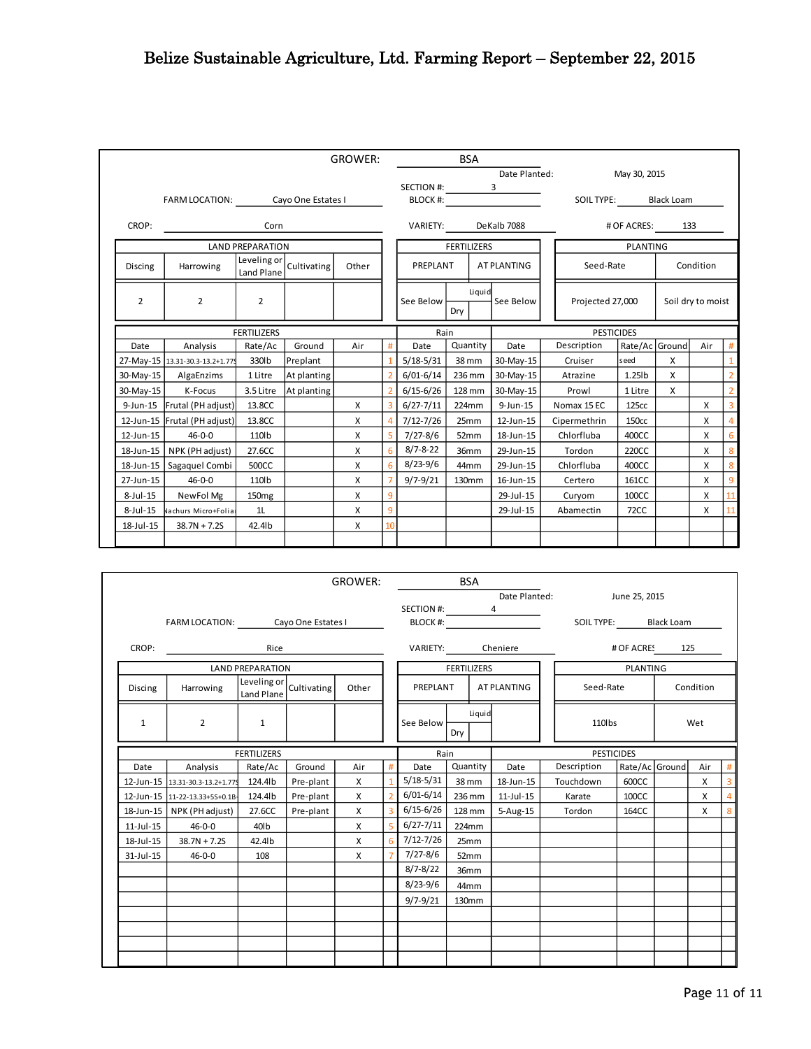# Belize Sustainable Agriculture, Ltd. Farming Report – September 22, 2015

GROWER: BSA

Date Planted: May 30, 2015

SECTION #: 3

FARM LOCATION: Cayo One Estates I

BLOCK #:

SOIL TYPE: Black Loam

CROP: Corn

VARIETY: DeKalb 7088

# OF ACRES: 133

| LAND PREPARATION | | | | | FERTILIZERS | | PLANTING | |
|---|---|---|---|---|---|---|---|---|
| Discing | Harrowing | Leveling or Land Plane | Cultivating | Other | PREPLANT | AT PLANTING | Seed-Rate | Condition |
| 2 | 2 | 2 | | | See Below (Liquid / Dry) | See Below | Projected 27,000 | Soil dry to moist |

| FERTILIZERS | | | | | | Rain | | PESTICIDES | | | | | |
|---|---|---|---|---|---|---|---|---|---|---|---|---|---|
| Date | Analysis | Rate/Ac | Ground | Air | # | Date | Quantity | Date | Description | Rate/Ac | Ground | Air | # |
| 27-May-15 | 13.31-30.3-13.2+1.779 | 330lb | Preplant | | 1 | 5/18-5/31 | 38 mm | 30-May-15 | Cruiser | seed | X | | 1 |
| 30-May-15 | AlgaEnzims | 1 Litre | At planting | | 2 | 6/01-6/14 | 236 mm | 30-May-15 | Atrazine | 1.25lb | X | | 2 |
| 30-May-15 | K-Focus | 3.5 Litre | At planting | | 2 | 6/15-6/26 | 128 mm | 30-May-15 | Prowl | 1 Litre | X | | 2 |
| 9-Jun-15 | Frutal (PH adjust) | 13.8CC | | X | 3 | 6/27-7/11 | 224mm | 9-Jun-15 | Nomax 15 EC | 125cc | | X | 3 |
| 12-Jun-15 | Frutal (PH adjust) | 13.8CC | | X | 4 | 7/12-7/26 | 25mm | 12-Jun-15 | Cipermethrin | 150cc | | X | 4 |
| 12-Jun-15 | 46-0-0 | 110lb | | X | 5 | 7/27-8/6 | 52mm | 18-Jun-15 | Chlorfluba | 400CC | | X | 6 |
| 18-Jun-15 | NPK (PH adjust) | 27.6CC | | X | 6 | 8/7-8-22 | 36mm | 29-Jun-15 | Tordon | 220CC | | X | 8 |
| 18-Jun-15 | Sagaquel Combi | 500CC | | X | 6 | 8/23-9/6 | 44mm | 29-Jun-15 | Chlorfluba | 400CC | | X | 8 |
| 27-Jun-15 | 46-0-0 | 110lb | | X | 7 | 9/7-9/21 | 130mm | 16-Jun-15 | Certero | 161CC | | X | 9 |
| 8-Jul-15 | NewFol Mg | 150mg | | X | 9 | | | 29-Jul-15 | Curyom | 100CC | | X | 11 |
| 8-Jul-15 | Nachurs Micro+Foliar | 1L | | X | 9 | | | 29-Jul-15 | Abamectin | 72CC | | X | 11 |
| 18-Jul-15 | 38.7N + 7.2S | 42.4lb | | X | 10 | | | | | | | | |

GROWER: BSA

Date Planted: June 25, 2015

SECTION #: 4

FARM LOCATION: Cayo One Estates I

BLOCK #:

SOIL TYPE: Black Loam

CROP: Rice

VARIETY: Cheniere

# OF ACRES: 125

| LAND PREPARATION | | | | | FERTILIZERS | | PLANTING | |
|---|---|---|---|---|---|---|---|---|
| Discing | Harrowing | Leveling or Land Plane | Cultivating | Other | PREPLANT | AT PLANTING | Seed-Rate | Condition |
| 1 | 2 | 1 | | | See Below (Liquid / Dry) | | 110lbs | Wet |

| FERTILIZERS | | | | | | Rain | | PESTICIDES | | | | | |
|---|---|---|---|---|---|---|---|---|---|---|---|---|---|
| Date | Analysis | Rate/Ac | Ground | Air | # | Date | Quantity | Date | Description | Rate/Ac | Ground | Air | # |
| 12-Jun-15 | 13.31-30.3-13.2+1.779 | 124.4lb | Pre-plant | X | 1 | 5/18-5/31 | 38 mm | 18-Jun-15 | Touchdown | 600CC | | X | 3 |
| 12-Jun-15 | 11-22-13.33+5S+0.1B | 124.4lb | Pre-plant | X | 2 | 6/01-6/14 | 236 mm | 11-Jul-15 | Karate | 100CC | | X | 4 |
| 18-Jun-15 | NPK (PH adjust) | 27.6CC | Pre-plant | X | 3 | 6/15-6/26 | 128 mm | 5-Aug-15 | Tordon | 164CC | | X | 8 |
| 11-Jul-15 | 46-0-0 | 40lb | | X | 5 | 6/27-7/11 | 224mm | | | | | | |
| 18-Jul-15 | 38.7N + 7.2S | 42.4lb | | X | 6 | 7/12-7/26 | 25mm | | | | | | |
| 31-Jul-15 | 46-0-0 | 108 | | X | 7 | 7/27-8/6 | 52mm | | | | | | |
| | | | | | | 8/7-8/22 | 36mm | | | | | | |
| | | | | | | 8/23-9/6 | 44mm | | | | | | |
| | | | | | | 9/7-9/21 | 130mm | | | | | | |